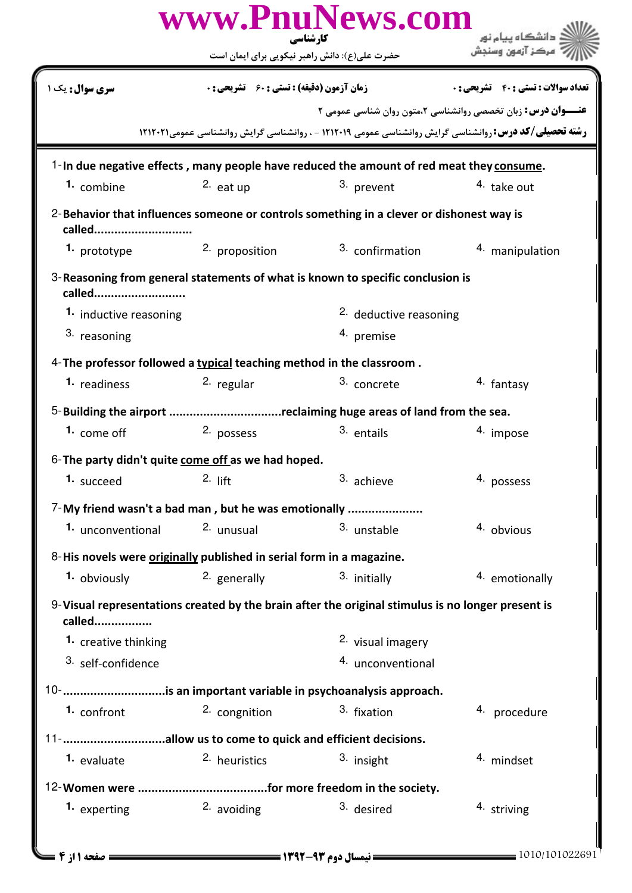کارشناسی

حضرت علی(ع): دانش راهبر نیکویی برای ایمان است

دانشگاه پیام نور
مرکز آزمون وسنجش

**سری سوال:** یک ۱ | **زمان آزمون (دقیقه) : تستی : ۶۰ تشریحی : ۰** | **تعداد سوالات : تستی : ۴۰ تشریحی : ۰**

**عنـــوان درس:** زبان تخصصی روانشناسی ۲،متون روان شناسی عمومی ۲

**رشته تحصیلی/کد درس:** روانشناسی گرایش روانشناسی عمومی ۱۲۱۲۰۱۹ - ، روانشناسی گرایش روانشناسی عمومی۱۲۱۲۰۲۱

1- **In due negative effects , many people have reduced the amount of red meat they <u>consume</u>.**

1. combine
2. eat up
3. prevent
4. take out

2- **Behavior that influences someone or controls something in a clever or dishonest way is called............................**

1. prototype
2. proposition
3. confirmation
4. manipulation

3- **Reasoning from general statements of what is known to specific conclusion is called..........................**

1. inductive reasoning
2. deductive reasoning
3. reasoning
4. premise

4- **The professor followed a <u>typical</u> teaching method in the classroom .**

1. readiness
2. regular
3. concrete
4. fantasy

5- **Building the airport ................................reclaiming huge areas of land from the sea.**

1. come off
2. possess
3. entails
4. impose

6- **The party didn't quite <u>come off</u> as we had hoped.**

1. succeed
2. lift
3. achieve
4. possess

7- **My friend wasn't a bad man , but he was emotionally .....................**

1. unconventional
2. unusual
3. unstable
4. obvious

8- **His novels were <u>originally</u> published in serial form in a magazine.**

1. obviously
2. generally
3. initially
4. emotionally

9- **Visual representations created by the brain after the original stimulus is no longer present is called................**

1. creative thinking
2. visual imagery
3. self-confidence
4. unconventional

10- **.............................is an important variable in psychoanalysis approach.**

1. confront
2. congnition
3. fixation
4. procedure

11- **.............................allow us to come to quick and efficient decisions.**

1. evaluate
2. heuristics
3. insight
4. mindset

12- **Women were .....................................for more freedom in the society.**

1. experting
2. avoiding
3. desired
4. striving

نیمسال دوم ۹۳-۱۳۹۲

1010/101022691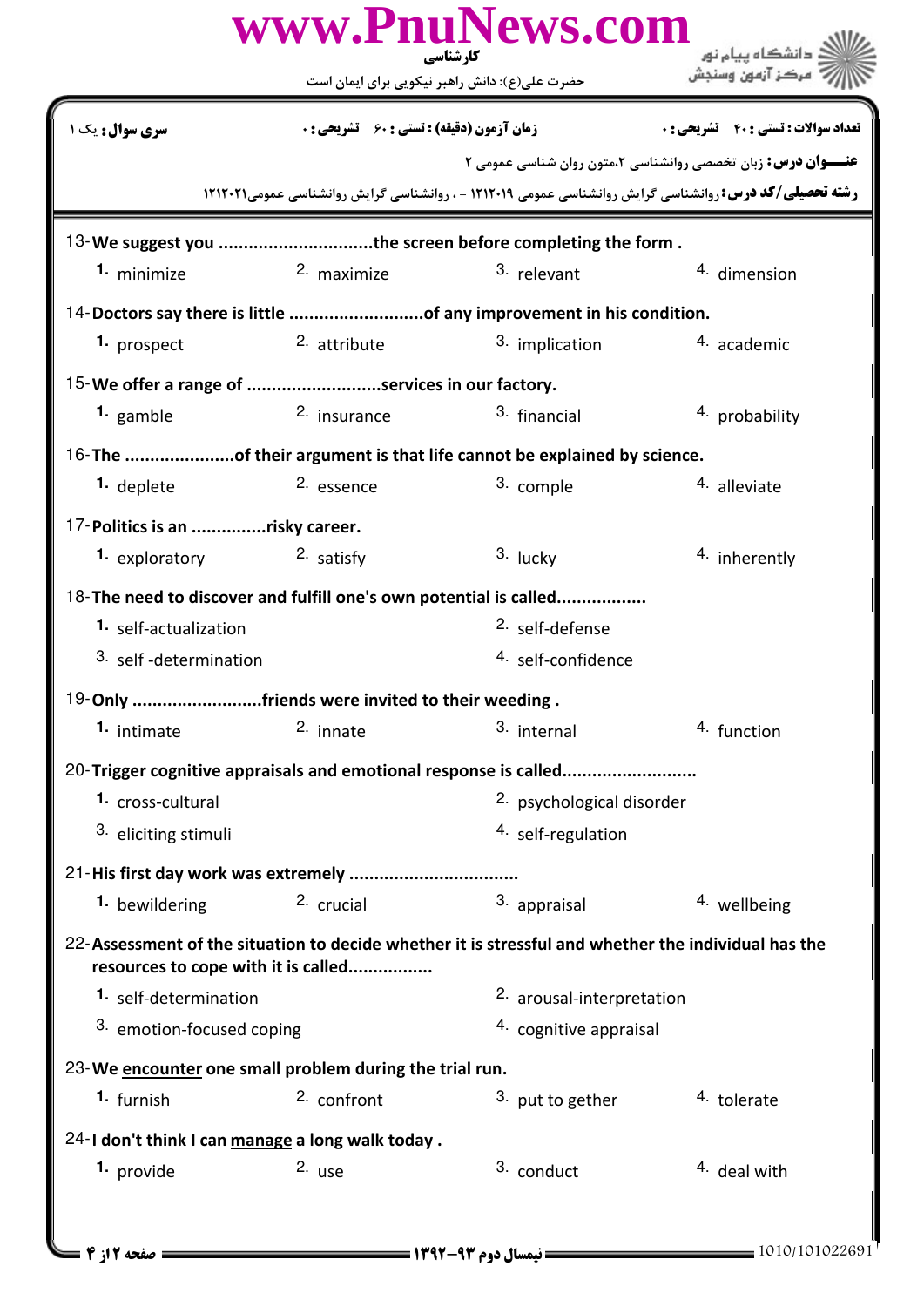13-We suggest you ..............................the screen before completing the form .

1. minimize 2. maximize 3. relevant 4. dimension

14-Doctors say there is little ...........................of any improvement in his condition.

1. prospect 2. attribute 3. implication 4. academic

15-We offer a range of ..........................services in our factory.

1. gamble 2. insurance 3. financial 4. probability

16-The .....................of their argument is that life cannot be explained by science.

1. deplete 2. essence 3. comple 4. alleviate

17-Politics is an ...............risky career.

1. exploratory 2. satisfy 3. lucky 4. inherently

18-The need to discover and fulfill one's own potential is called.................

1. self-actualization
2. self-defense
3. self -determination
4. self-confidence

19-Only .........................friends were invited to their weeding .

1. intimate 2. innate 3. internal 4. function

20-Trigger cognitive appraisals and emotional response is called..........................

1. cross-cultural
2. psychological disorder
3. eliciting stimuli
4. self-regulation

21-His first day work was extremely .................................

1. bewildering 2. crucial 3. appraisal 4. wellbeing

22-Assessment of the situation to decide whether it is stressful and whether the individual has the resources to cope with it is called................

1. self-determination
2. arousal-interpretation
3. emotion-focused coping
4. cognitive appraisal

23-We encounter one small problem during the trial run.

1. furnish 2. confront 3. put to gether 4. tolerate

24-I don't think I can manage a long walk today .

1. provide 2. use 3. conduct 4. deal with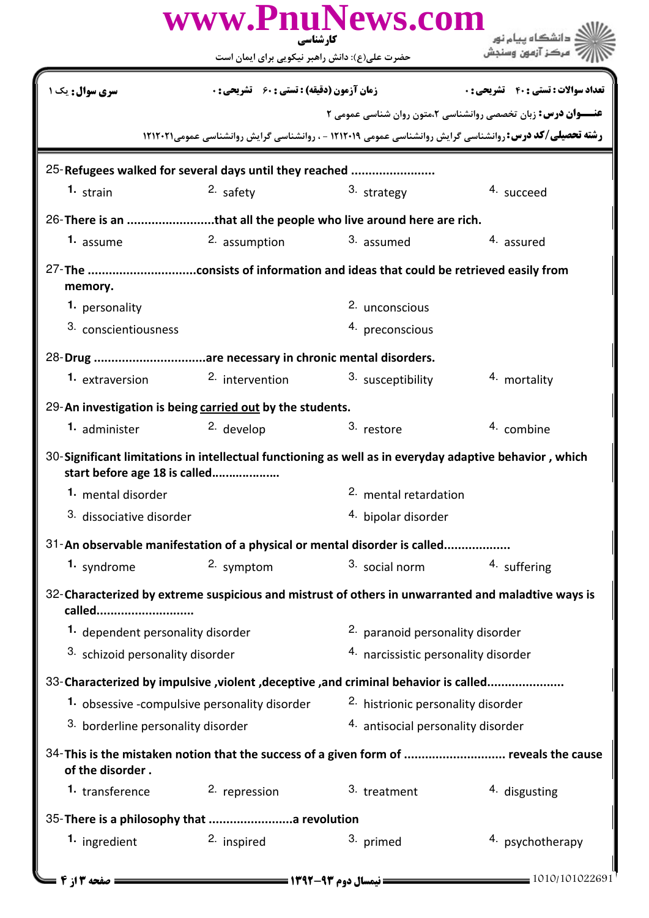25-**Refugees walked for several days until they reached .......................**

1. strain
2. safety
3. strategy
4. succeed

26-**There is an ........................that all the people who live around here are rich.**

1. assume
2. assumption
3. assumed
4. assured

27-**The .............................consists of information and ideas that could be retrieved easily from memory.**

1. personality
2. unconscious
3. conscientiousness
4. preconscious

28-**Drug ...............................are necessary in chronic mental disorders.**

1. extraversion
2. intervention
3. susceptibility
4. mortality

29-**An investigation is being <u>carried out</u> by the students.**

1. administer
2. develop
3. restore
4. combine

30-**Significant limitations in intellectual functioning as well as in everyday adaptive behavior , which start before age 18 is called...................**

1. mental disorder
2. mental retardation
3. dissociative disorder
4. bipolar disorder

31-**An observable manifestation of a physical or mental disorder is called..................**

1. syndrome
2. symptom
3. social norm
4. suffering

32-**Characterized by extreme suspicious and mistrust of others in unwarranted and maladtive ways is called...........................**

1. dependent personality disorder
2. paranoid personality disorder
3. schizoid personality disorder
4. narcissistic personality disorder

33-**Characterized by impulsive ,violent ,deceptive ,and criminal behavior is called.....................**

1. obsessive -compulsive personality disorder
2. histrionic personality disorder
3. borderline personality disorder
4. antisocial personality disorder

34-**This is the mistaken notion that the success of a given form of ............................ reveals the cause of the disorder .**

1. transference
2. repression
3. treatment
4. disgusting

35-**There is a philosophy that .......................a revolution**

1. ingredient
2. inspired
3. primed
4. psychotherapy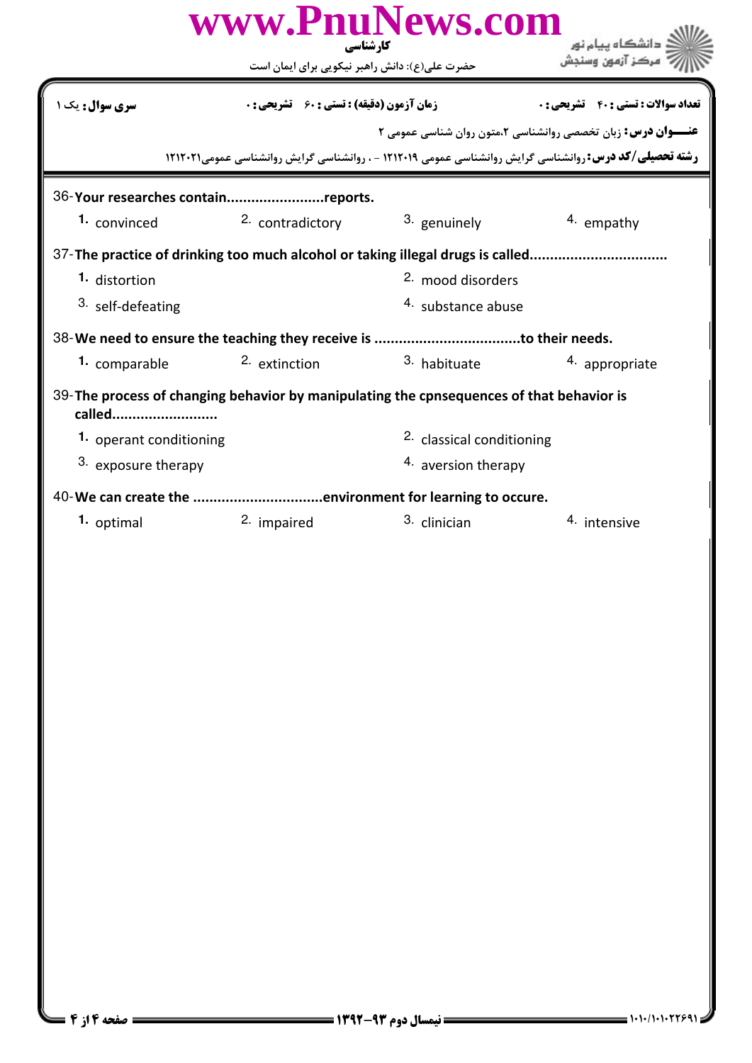www.PnuNews.com

کارشناسی

حضرت علی(ع): دانش راهبر نیکویی برای ایمان است

دانشگاه پیام نور
مرکز آزمون وسنجش

**سری سوال:** یک ۱ | **زمان آزمون (دقیقه) : تستی :** ۶۰ **تشریحی :** ۰ | **تعداد سوالات : تستی :** ۴۰ **تشریحی :** ۰

**عنـــوان درس:** زبان تخصصی روانشناسی ۲،متون روان شناسی عمومی ۲

**رشته تحصیلی/کد درس:** روانشناسی گرایش روانشناسی عمومی ۱۲۱۲۰۱۹ - ، روانشناسی گرایش روانشناسی عمومی۱۲۱۲۰۲۱

36-**Your researches contain........................reports.**

1. convinced
2. contradictory
3. genuinely
4. empathy

37-**The practice of drinking too much alcohol or taking illegal drugs is called.................................**

1. distortion
2. mood disorders
3. self-defeating
4. substance abuse

38-**We need to ensure the teaching they receive is ...................................to their needs.**

1. comparable
2. extinction
3. habituate
4. appropriate

39-**The process of changing behavior by manipulating the cpnsequences of that behavior is called..........................**

1. operant conditioning
2. classical conditioning
3. exposure therapy
4. aversion therapy

40-**We can create the ...............................environment for learning to occure.**

1. optimal
2. impaired
3. clinician
4. intensive

نیمسال دوم ۹۳-۱۳۹۲

۱۰۱۰/۱۰۱۰۲۲۶۹۱